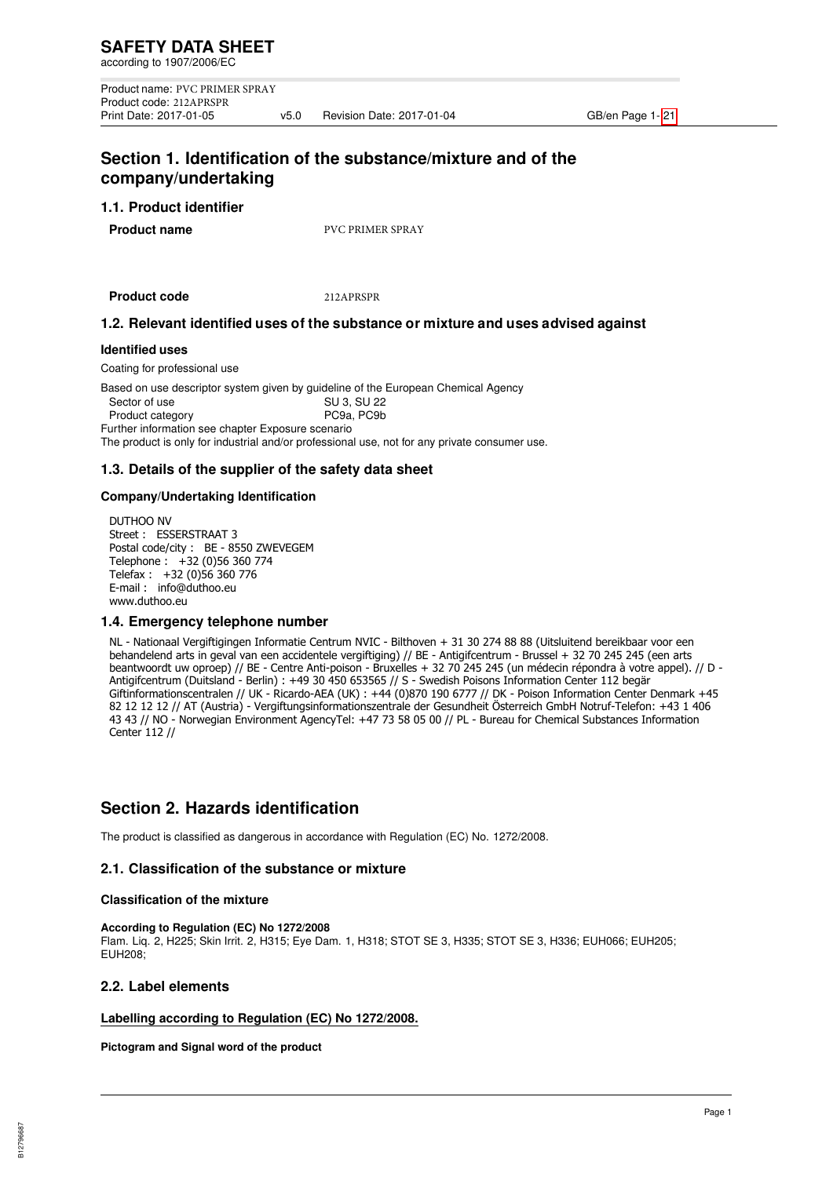# SAFETY DATA SHEET

according to 1907/2006/EC

Product name: PVC PRIMER SPRAY
Product code: 212APRSPR
Print Date: 2017-01-05 v5.0 Revision Date: 2017-01-04 GB/en

## Section 1. Identification of the substance/mixture and of the company/undertaking

### 1.1. Product identifier

**Product name** PVC PRIMER SPRAY

**Product code** 212APRSPR

### 1.2. Relevant identified uses of the substance or mixture and uses advised against

**Identified uses**

Coating for professional use

Based on use descriptor system given by guideline of the European Chemical Agency
Sector of use SU 3, SU 22
Product category PC9a, PC9b
Further information see chapter Exposure scenario
The product is only for industrial and/or professional use, not for any private consumer use.

### 1.3. Details of the supplier of the safety data sheet

**Company/Undertaking Identification**

DUTHOO NV
Street : ESSERSTRAAT 3
Postal code/city : BE - 8550 ZWEVEGEM
Telephone : +32 (0)56 360 774
Telefax : +32 (0)56 360 776
E-mail : info@duthoo.eu
www.duthoo.eu

### 1.4. Emergency telephone number

NL - Nationaal Vergiftigingen Informatie Centrum NVIC - Bilthoven + 31 30 274 88 88 (Uitsluitend bereikbaar voor een behandelend arts in geval van een accidentele vergiftiging) // BE - Antigifcentrum - Brussel + 32 70 245 245 (een arts beantwoordt uw oproep) // BE - Centre Anti-poison - Bruxelles + 32 70 245 245 (un médecin répondra à votre appel). // D - Antigifcentrum (Duitsland - Berlin) : +49 30 450 653565 // S - Swedish Poisons Information Center 112 begär Giftinformationscentralen // UK - Ricardo-AEA (UK) : +44 (0)870 190 6777 // DK - Poison Information Center Denmark +45 82 12 12 12 // AT (Austria) - Vergiftungsinformationszentrale der Gesundheit Österreich GmbH Notruf-Telefon: +43 1 406 43 43 // NO - Norwegian Environment AgencyTel: +47 73 58 05 00 // PL - Bureau for Chemical Substances Information Center 112 //

## Section 2. Hazards identification

The product is classified as dangerous in accordance with Regulation (EC) No. 1272/2008.

### 2.1. Classification of the substance or mixture

**Classification of the mixture**

**According to Regulation (EC) No 1272/2008**
Flam. Liq. 2, H225; Skin Irrit. 2, H315; Eye Dam. 1, H318; STOT SE 3, H335; STOT SE 3, H336; EUH066; EUH205; EUH208;

### 2.2. Label elements

**Labelling according to Regulation (EC) No 1272/2008.**

**Pictogram and Signal word of the product**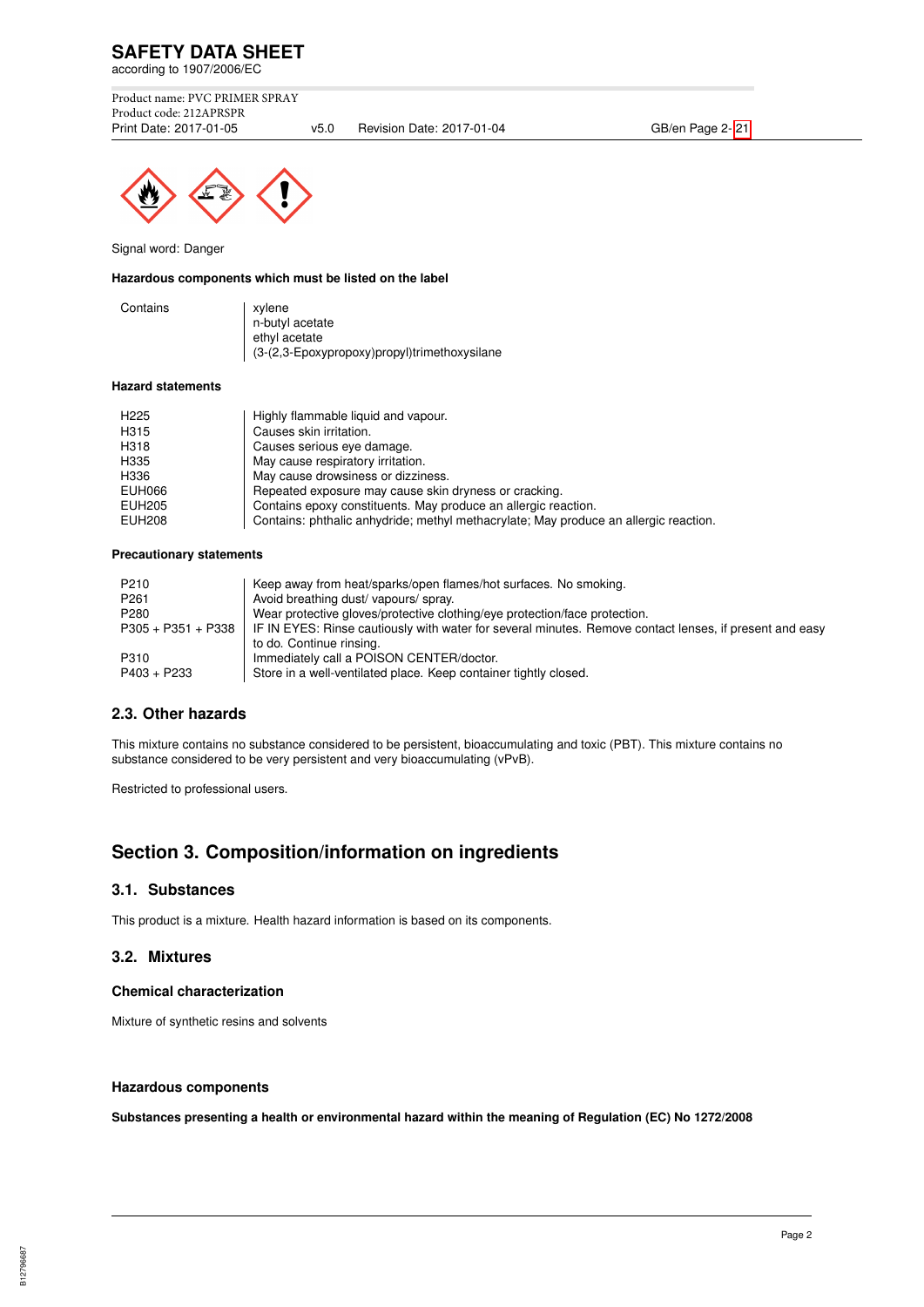Signal word: Danger

**Hazardous components which must be listed on the label**

| | |
|---|---|
| Contains | xylene<br>n-butyl acetate<br>ethyl acetate<br>(3-(2,3-Epoxypropoxy)propyl)trimethoxysilane |

**Hazard statements**

| | |
|---|---|
| H225 | Highly flammable liquid and vapour. |
| H315 | Causes skin irritation. |
| H318 | Causes serious eye damage. |
| H335 | May cause respiratory irritation. |
| H336 | May cause drowsiness or dizziness. |
| EUH066 | Repeated exposure may cause skin dryness or cracking. |
| EUH205 | Contains epoxy constituents. May produce an allergic reaction. |
| EUH208 | Contains: phthalic anhydride; methyl methacrylate; May produce an allergic reaction. |

**Precautionary statements**

| | |
|---|---|
| P210 | Keep away from heat/sparks/open flames/hot surfaces. No smoking. |
| P261 | Avoid breathing dust/ vapours/ spray. |
| P280 | Wear protective gloves/protective clothing/eye protection/face protection. |
| P305 + P351 + P338 | IF IN EYES: Rinse cautiously with water for several minutes. Remove contact lenses, if present and easy to do. Continue rinsing. |
| P310 | Immediately call a POISON CENTER/doctor. |
| P403 + P233 | Store in a well-ventilated place. Keep container tightly closed. |

### 2.3. Other hazards

This mixture contains no substance considered to be persistent, bioaccumulating and toxic (PBT). This mixture contains no substance considered to be very persistent and very bioaccumulating (vPvB).

Restricted to professional users.

## Section 3. Composition/information on ingredients

### 3.1. Substances

This product is a mixture. Health hazard information is based on its components.

### 3.2. Mixtures

**Chemical characterization**

Mixture of synthetic resins and solvents

**Hazardous components**

**Substances presenting a health or environmental hazard within the meaning of Regulation (EC) No 1272/2008**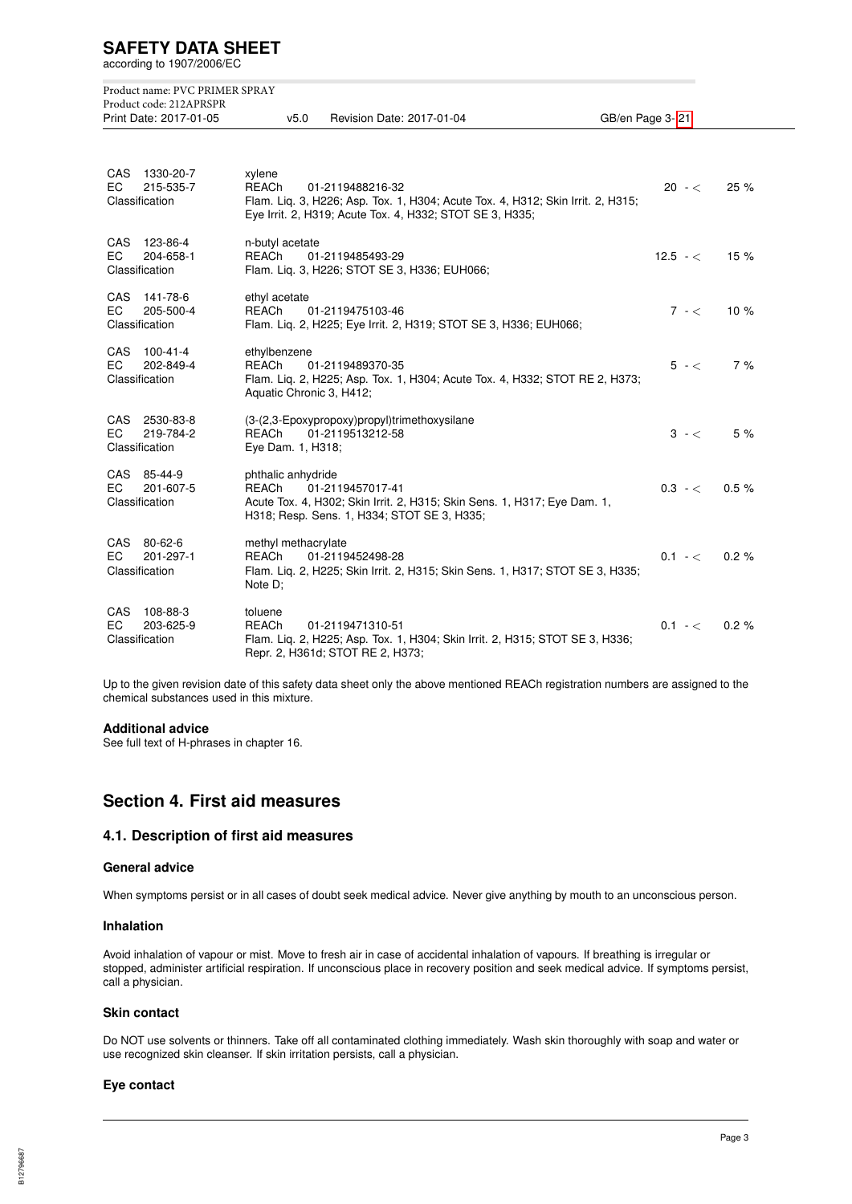| Identifiers | Substance | Concentration |
|---|---|---|
| CAS 1330-20-7<br>EC 215-535-7<br>Classification | xylene<br>REACh 01-2119488216-32<br>Flam. Liq. 3, H226; Asp. Tox. 1, H304; Acute Tox. 4, H312; Skin Irrit. 2, H315; Eye Irrit. 2, H319; Acute Tox. 4, H332; STOT SE 3, H335; | 20 - < 25 % |
| CAS 123-86-4<br>EC 204-658-1<br>Classification | n-butyl acetate<br>REACh 01-2119485493-29<br>Flam. Liq. 3, H226; STOT SE 3, H336; EUH066; | 12.5 - < 15 % |
| CAS 141-78-6<br>EC 205-500-4<br>Classification | ethyl acetate<br>REACh 01-2119475103-46<br>Flam. Liq. 2, H225; Eye Irrit. 2, H319; STOT SE 3, H336; EUH066; | 7 - < 10 % |
| CAS 100-41-4<br>EC 202-849-4<br>Classification | ethylbenzene<br>REACh 01-2119489370-35<br>Flam. Liq. 2, H225; Asp. Tox. 1, H304; Acute Tox. 4, H332; STOT RE 2, H373; Aquatic Chronic 3, H412; | 5 - < 7 % |
| CAS 2530-83-8<br>EC 219-784-2<br>Classification | (3-(2,3-Epoxypropoxy)propyl)trimethoxysilane<br>REACh 01-2119513212-58<br>Eye Dam. 1, H318; | 3 - < 5 % |
| CAS 85-44-9<br>EC 201-607-5<br>Classification | phthalic anhydride<br>REACh 01-2119457017-41<br>Acute Tox. 4, H302; Skin Irrit. 2, H315; Skin Sens. 1, H317; Eye Dam. 1, H318; Resp. Sens. 1, H334; STOT SE 3, H335; | 0.3 - < 0.5 % |
| CAS 80-62-6<br>EC 201-297-1<br>Classification | methyl methacrylate<br>REACh 01-2119452498-28<br>Flam. Liq. 2, H225; Skin Irrit. 2, H315; Skin Sens. 1, H317; STOT SE 3, H335; Note D; | 0.1 - < 0.2 % |
| CAS 108-88-3<br>EC 203-625-9<br>Classification | toluene<br>REACh 01-2119471310-51<br>Flam. Liq. 2, H225; Asp. Tox. 1, H304; Skin Irrit. 2, H315; STOT SE 3, H336; Repr. 2, H361d; STOT RE 2, H373; | 0.1 - < 0.2 % |

Up to the given revision date of this safety data sheet only the above mentioned REACh registration numbers are assigned to the chemical substances used in this mixture.

#### Additional advice

See full text of H-phrases in chapter 16.

## Section 4. First aid measures

### 4.1. Description of first aid measures

#### General advice

When symptoms persist or in all cases of doubt seek medical advice. Never give anything by mouth to an unconscious person.

#### Inhalation

Avoid inhalation of vapour or mist. Move to fresh air in case of accidental inhalation of vapours. If breathing is irregular or stopped, administer artificial respiration. If unconscious place in recovery position and seek medical advice. If symptoms persist, call a physician.

#### Skin contact

Do NOT use solvents or thinners. Take off all contaminated clothing immediately. Wash skin thoroughly with soap and water or use recognized skin cleanser. If skin irritation persists, call a physician.

#### Eye contact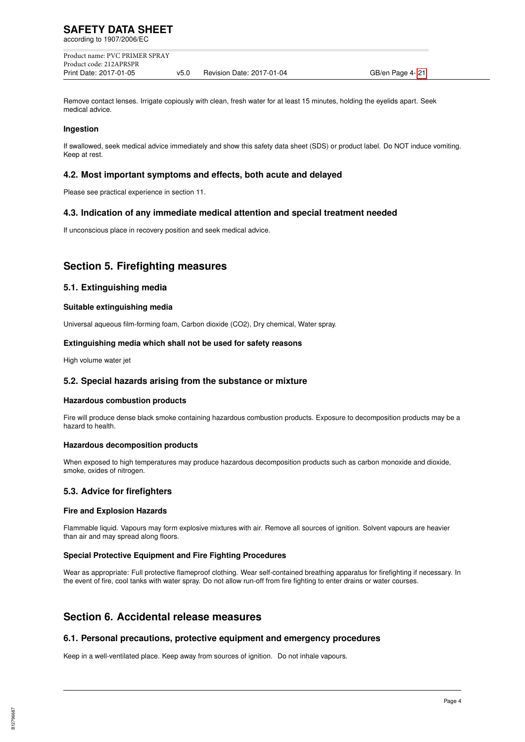Remove contact lenses. Irrigate copiously with clean, fresh water for at least 15 minutes, holding the eyelids apart. Seek medical advice.

#### Ingestion

If swallowed, seek medical advice immediately and show this safety data sheet (SDS) or product label. Do NOT induce vomiting. Keep at rest.

### 4.2. Most important symptoms and effects, both acute and delayed

Please see practical experience in section 11.

### 4.3. Indication of any immediate medical attention and special treatment needed

If unconscious place in recovery position and seek medical advice.

## Section 5. Firefighting measures

### 5.1. Extinguishing media

#### Suitable extinguishing media

Universal aqueous film-forming foam, Carbon dioxide ($CO_2$), Dry chemical, Water spray.

#### Extinguishing media which shall not be used for safety reasons

High volume water jet

### 5.2. Special hazards arising from the substance or mixture

#### Hazardous combustion products

Fire will produce dense black smoke containing hazardous combustion products. Exposure to decomposition products may be a hazard to health.

#### Hazardous decomposition products

When exposed to high temperatures may produce hazardous decomposition products such as carbon monoxide and dioxide, smoke, oxides of nitrogen.

### 5.3. Advice for firefighters

#### Fire and Explosion Hazards

Flammable liquid. Vapours may form explosive mixtures with air. Remove all sources of ignition. Solvent vapours are heavier than air and may spread along floors.

#### Special Protective Equipment and Fire Fighting Procedures

Wear as appropriate: Full protective flameproof clothing. Wear self-contained breathing apparatus for firefighting if necessary. In the event of fire, cool tanks with water spray. Do not allow run-off from fire fighting to enter drains or water courses.

## Section 6. Accidental release measures

### 6.1. Personal precautions, protective equipment and emergency procedures

Keep in a well-ventilated place. Keep away from sources of ignition. Do not inhale vapours.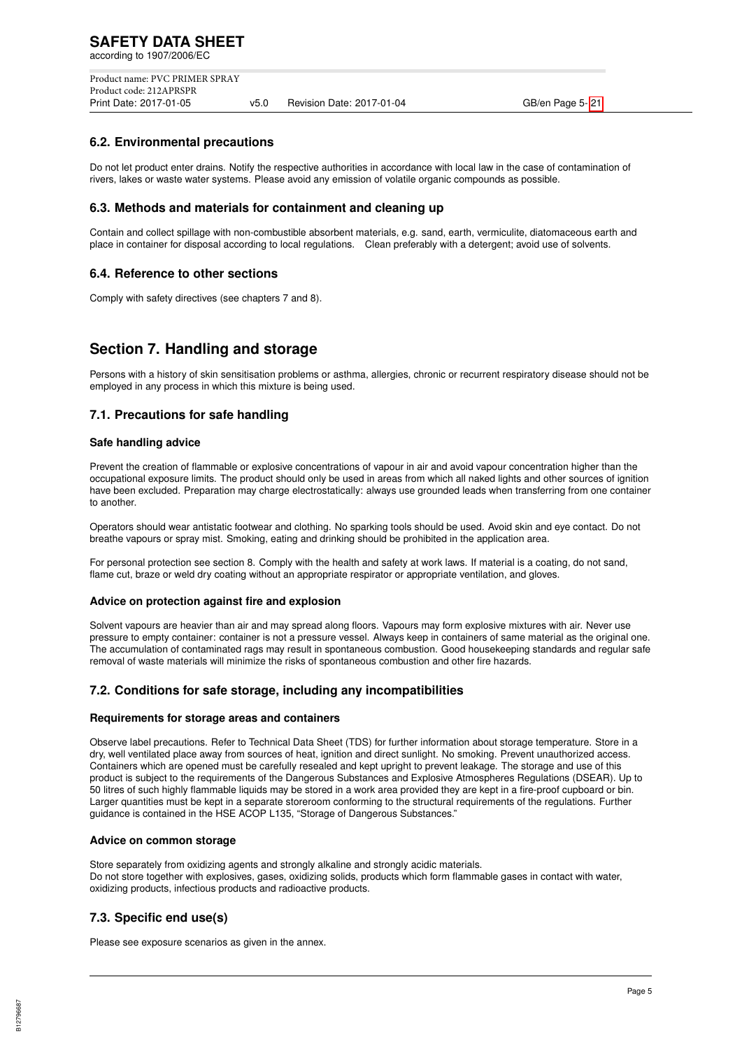### 6.2. Environmental precautions

Do not let product enter drains. Notify the respective authorities in accordance with local law in the case of contamination of rivers, lakes or waste water systems. Please avoid any emission of volatile organic compounds as possible.

### 6.3. Methods and materials for containment and cleaning up

Contain and collect spillage with non-combustible absorbent materials, e.g. sand, earth, vermiculite, diatomaceous earth and place in container for disposal according to local regulations. Clean preferably with a detergent; avoid use of solvents.

### 6.4. Reference to other sections

Comply with safety directives (see chapters 7 and 8).

## Section 7. Handling and storage

Persons with a history of skin sensitisation problems or asthma, allergies, chronic or recurrent respiratory disease should not be employed in any process in which this mixture is being used.

### 7.1. Precautions for safe handling

**Safe handling advice**

Prevent the creation of flammable or explosive concentrations of vapour in air and avoid vapour concentration higher than the occupational exposure limits. The product should only be used in areas from which all naked lights and other sources of ignition have been excluded. Preparation may charge electrostatically: always use grounded leads when transferring from one container to another.

Operators should wear antistatic footwear and clothing. No sparking tools should be used. Avoid skin and eye contact. Do not breathe vapours or spray mist. Smoking, eating and drinking should be prohibited in the application area.

For personal protection see section 8. Comply with the health and safety at work laws. If material is a coating, do not sand, flame cut, braze or weld dry coating without an appropriate respirator or appropriate ventilation, and gloves.

**Advice on protection against fire and explosion**

Solvent vapours are heavier than air and may spread along floors. Vapours may form explosive mixtures with air. Never use pressure to empty container: container is not a pressure vessel. Always keep in containers of same material as the original one. The accumulation of contaminated rags may result in spontaneous combustion. Good housekeeping standards and regular safe removal of waste materials will minimize the risks of spontaneous combustion and other fire hazards.

### 7.2. Conditions for safe storage, including any incompatibilities

**Requirements for storage areas and containers**

Observe label precautions. Refer to Technical Data Sheet (TDS) for further information about storage temperature. Store in a dry, well ventilated place away from sources of heat, ignition and direct sunlight. No smoking. Prevent unauthorized access. Containers which are opened must be carefully resealed and kept upright to prevent leakage. The storage and use of this product is subject to the requirements of the Dangerous Substances and Explosive Atmospheres Regulations (DSEAR). Up to 50 litres of such highly flammable liquids may be stored in a work area provided they are kept in a fire-proof cupboard or bin. Larger quantities must be kept in a separate storeroom conforming to the structural requirements of the regulations. Further guidance is contained in the HSE ACOP L135, "Storage of Dangerous Substances."

**Advice on common storage**

Store separately from oxidizing agents and strongly alkaline and strongly acidic materials.
Do not store together with explosives, gases, oxidizing solids, products which form flammable gases in contact with water, oxidizing products, infectious products and radioactive products.

### 7.3. Specific end use(s)

Please see exposure scenarios as given in the annex.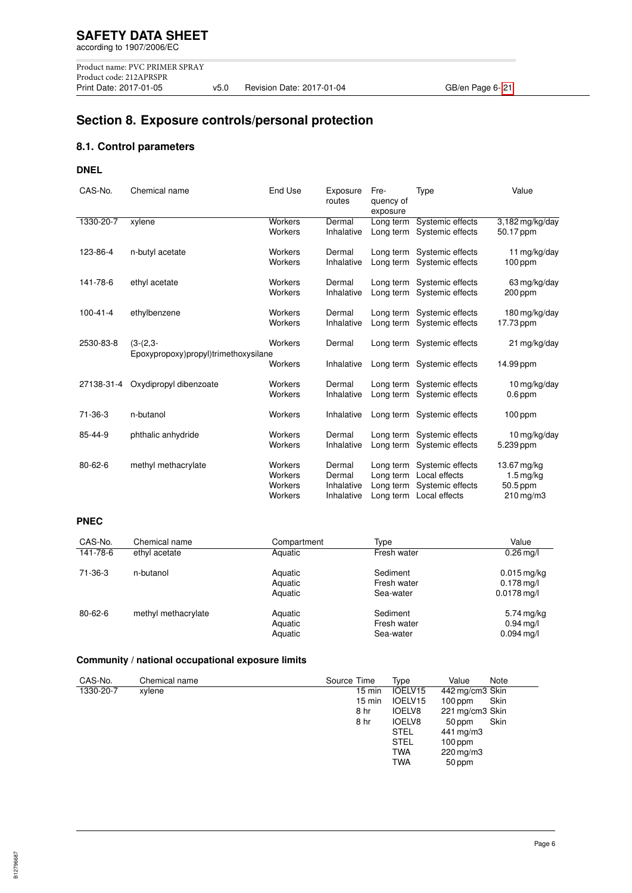## Section 8. Exposure controls/personal protection

### 8.1. Control parameters

**DNEL**

| CAS-No. | Chemical name | End Use | Exposure routes | Frequency of exposure | Type | Value |
|---|---|---|---|---|---|---|
| 1330-20-7 | xylene | Workers | Dermal | Long term | Systemic effects | 3,182 mg/kg/day |
| | | Workers | Inhalative | Long term | Systemic effects | 50.17 ppm |
| 123-86-4 | n-butyl acetate | Workers | Dermal | Long term | Systemic effects | 11 mg/kg/day |
| | | Workers | Inhalative | Long term | Systemic effects | 100 ppm |
| 141-78-6 | ethyl acetate | Workers | Dermal | Long term | Systemic effects | 63 mg/kg/day |
| | | Workers | Inhalative | Long term | Systemic effects | 200 ppm |
| 100-41-4 | ethylbenzene | Workers | Dermal | Long term | Systemic effects | 180 mg/kg/day |
| | | Workers | Inhalative | Long term | Systemic effects | 17.73 ppm |
| 2530-83-8 | (3-(2,3-Epoxypropoxy)propyl)trimethoxysilane | Workers | Dermal | Long term | Systemic effects | 21 mg/kg/day |
| | | Workers | Inhalative | Long term | Systemic effects | 14.99 ppm |
| 27138-31-4 | Oxydipropyl dibenzoate | Workers | Dermal | Long term | Systemic effects | 10 mg/kg/day |
| | | Workers | Inhalative | Long term | Systemic effects | 0.6 ppm |
| 71-36-3 | n-butanol | Workers | Inhalative | Long term | Systemic effects | 100 ppm |
| 85-44-9 | phthalic anhydride | Workers | Dermal | Long term | Systemic effects | 10 mg/kg/day |
| | | Workers | Inhalative | Long term | Systemic effects | 5.239 ppm |
| 80-62-6 | methyl methacrylate | Workers | Dermal | Long term | Systemic effects | 13.67 mg/kg |
| | | Workers | Dermal | Long term | Local effects | 1.5 mg/kg |
| | | Workers | Inhalative | Long term | Systemic effects | 50.5 ppm |
| | | Workers | Inhalative | Long term | Local effects | 210 mg/m3 |

**PNEC**

| CAS-No. | Chemical name | Compartment | Type | Value |
|---|---|---|---|---|
| 141-78-6 | ethyl acetate | Aquatic | Fresh water | 0.26 mg/l |
| 71-36-3 | n-butanol | Aquatic | Sediment | 0.015 mg/kg |
| | | Aquatic | Fresh water | 0.178 mg/l |
| | | Aquatic | Sea-water | 0.0178 mg/l |
| 80-62-6 | methyl methacrylate | Aquatic | Sediment | 5.74 mg/kg |
| | | Aquatic | Fresh water | 0.94 mg/l |
| | | Aquatic | Sea-water | 0.094 mg/l |

**Community / national occupational exposure limits**

| CAS-No. | Chemical name | Source | Time | Type | Value | Note |
|---|---|---|---|---|---|---|
| 1330-20-7 | xylene | | 15 min | IOELV15 | 442 mg/cm3 | Skin |
| | | | 15 min | IOELV15 | 100 ppm | Skin |
| | | | 8 hr | IOELV8 | 221 mg/cm3 | Skin |
| | | | 8 hr | IOELV8 | 50 ppm | Skin |
| | | | | STEL | 441 mg/m3 | |
| | | | | STEL | 100 ppm | |
| | | | | TWA | 220 mg/m3 | |
| | | | | TWA | 50 ppm | |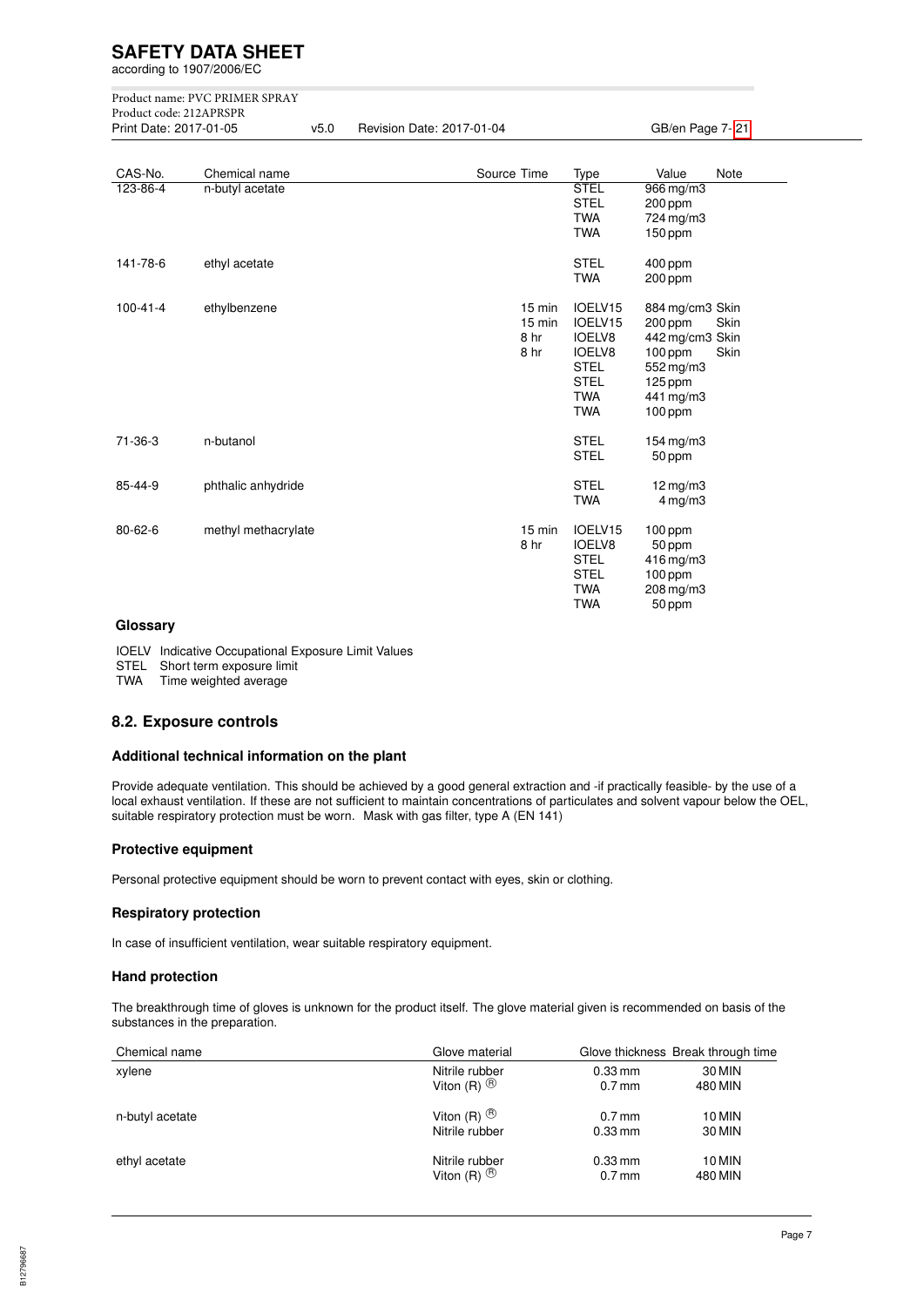| CAS-No. | Chemical name | Source | Time | Type | Value | Note |
|---|---|---|---|---|---|---|
| 123-86-4 | n-butyl acetate | | | STEL | 966 mg/m3 | |
| | | | | STEL | 200 ppm | |
| | | | | TWA | 724 mg/m3 | |
| | | | | TWA | 150 ppm | |
| 141-78-6 | ethyl acetate | | | STEL | 400 ppm | |
| | | | | TWA | 200 ppm | |
| 100-41-4 | ethylbenzene | | 15 min | IOELV15 | 884 mg/cm3 | Skin |
| | | | 15 min | IOELV15 | 200 ppm | Skin |
| | | | 8 hr | IOELV8 | 442 mg/cm3 | Skin |
| | | | 8 hr | IOELV8 | 100 ppm | Skin |
| | | | | STEL | 552 mg/m3 | |
| | | | | STEL | 125 ppm | |
| | | | | TWA | 441 mg/m3 | |
| | | | | TWA | 100 ppm | |
| 71-36-3 | n-butanol | | | STEL | 154 mg/m3 | |
| | | | | STEL | 50 ppm | |
| 85-44-9 | phthalic anhydride | | | STEL | 12 mg/m3 | |
| | | | | TWA | 4 mg/m3 | |
| 80-62-6 | methyl methacrylate | | 15 min | IOELV15 | 100 ppm | |
| | | | 8 hr | IOELV8 | 50 ppm | |
| | | | | STEL | 416 mg/m3 | |
| | | | | STEL | 100 ppm | |
| | | | | TWA | 208 mg/m3 | |
| | | | | TWA | 50 ppm | |

**Glossary**

IOELV Indicative Occupational Exposure Limit Values
STEL Short term exposure limit
TWA Time weighted average

## 8.2. Exposure controls

### Additional technical information on the plant

Provide adequate ventilation. This should be achieved by a good general extraction and -if practically feasible- by the use of a local exhaust ventilation. If these are not sufficient to maintain concentrations of particulates and solvent vapour below the OEL, suitable respiratory protection must be worn. Mask with gas filter, type A (EN 141)

### Protective equipment

Personal protective equipment should be worn to prevent contact with eyes, skin or clothing.

### Respiratory protection

In case of insufficient ventilation, wear suitable respiratory equipment.

### Hand protection

The breakthrough time of gloves is unknown for the product itself. The glove material given is recommended on basis of the substances in the preparation.

| Chemical name | Glove material | Glove thickness | Break through time |
|---|---|---|---|
| xylene | Nitrile rubber | 0.33 mm | 30 MIN |
| | Viton (R) ® | 0.7 mm | 480 MIN |
| n-butyl acetate | Viton (R) ® | 0.7 mm | 10 MIN |
| | Nitrile rubber | 0.33 mm | 30 MIN |
| ethyl acetate | Nitrile rubber | 0.33 mm | 10 MIN |
| | Viton (R) ® | 0.7 mm | 480 MIN |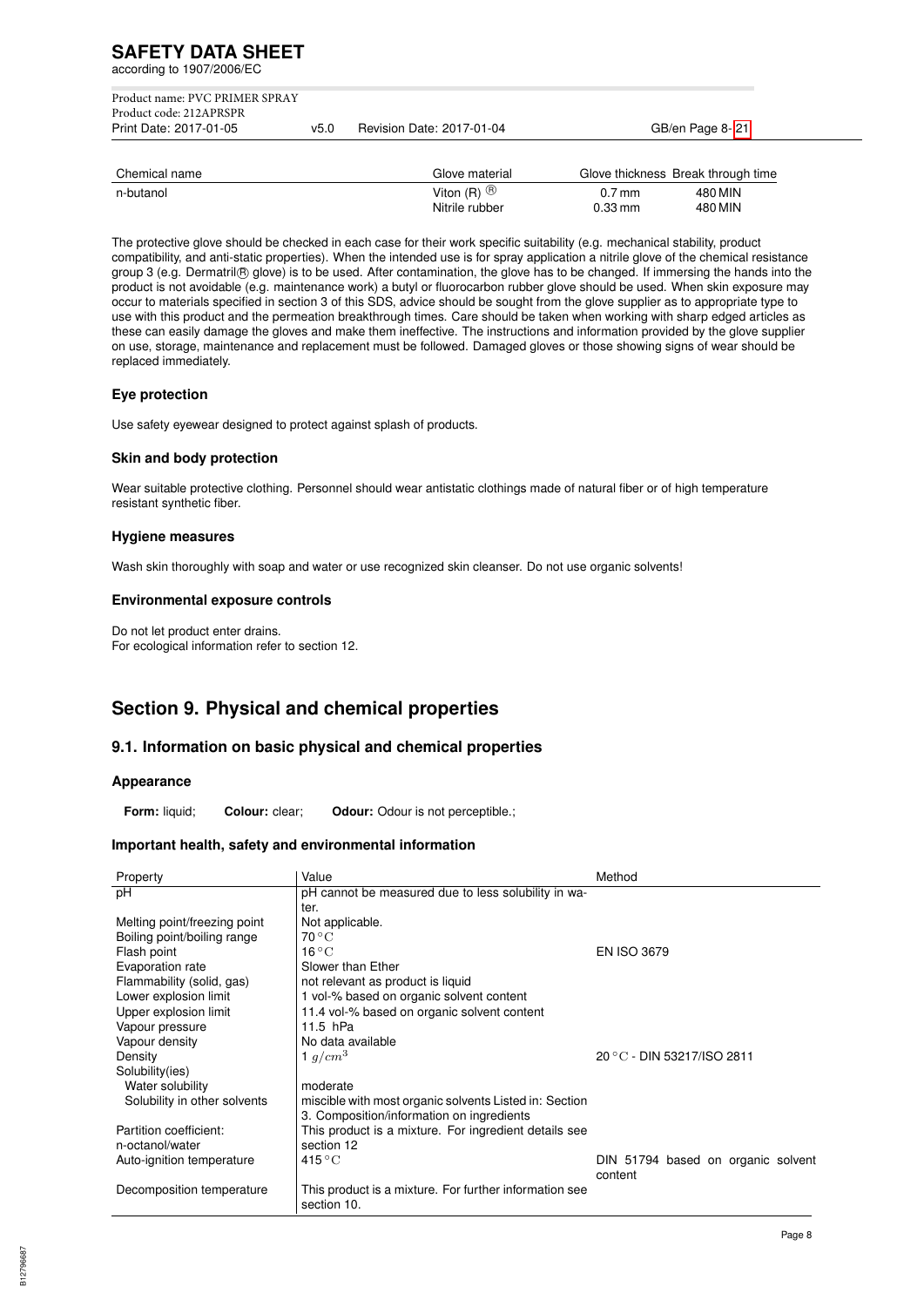| Chemical name | Glove material | Glove thickness | Break through time |
|---|---|---|---|
| n-butanol | Viton (R) ® | 0.7 mm | 480 MIN |
| | Nitrile rubber | 0.33 mm | 480 MIN |

The protective glove should be checked in each case for their work specific suitability (e.g. mechanical stability, product compatibility, and anti-static properties). When the intended use is for spray application a nitrile glove of the chemical resistance group 3 (e.g. Dermatril® glove) is to be used. After contamination, the glove has to be changed. If immersing the hands into the product is not avoidable (e.g. maintenance work) a butyl or fluorocarbon rubber glove should be used. When skin exposure may occur to materials specified in section 3 of this SDS, advice should be sought from the glove supplier as to appropriate type to use with this product and the permeation breakthrough times. Care should be taken when working with sharp edged articles as these can easily damage the gloves and make them ineffective. The instructions and information provided by the glove supplier on use, storage, maintenance and replacement must be followed. Damaged gloves or those showing signs of wear should be replaced immediately.

### Eye protection

Use safety eyewear designed to protect against splash of products.

### Skin and body protection

Wear suitable protective clothing. Personnel should wear antistatic clothings made of natural fiber or of high temperature resistant synthetic fiber.

### Hygiene measures

Wash skin thoroughly with soap and water or use recognized skin cleanser. Do not use organic solvents!

### Environmental exposure controls

Do not let product enter drains.
For ecological information refer to section 12.

## Section 9. Physical and chemical properties

### 9.1. Information on basic physical and chemical properties

#### Appearance

**Form:** liquid; **Colour:** clear; **Odour:** Odour is not perceptible.;

#### Important health, safety and environmental information

| Property | Value | Method |
|---|---|---|
| pH | pH cannot be measured due to less solubility in water. | |
| Melting point/freezing point | Not applicable. | |
| Boiling point/boiling range | 70 °C | |
| Flash point | 16 °C | EN ISO 3679 |
| Evaporation rate | Slower than Ether | |
| Flammability (solid, gas) | not relevant as product is liquid | |
| Lower explosion limit | 1 vol-% based on organic solvent content | |
| Upper explosion limit | 11.4 vol-% based on organic solvent content | |
| Vapour pressure | 11.5 hPa | |
| Vapour density | No data available | |
| Density | 1 $g/cm^3$ | 20 °C - DIN 53217/ISO 2811 |
| Solubility(ies) | | |
| Water solubility | moderate | |
| Solubility in other solvents | miscible with most organic solvents Listed in: Section 3. Composition/information on ingredients | |
| Partition coefficient: n-octanol/water | This product is a mixture. For ingredient details see section 12 | |
| Auto-ignition temperature | 415 °C | DIN 51794 based on organic solvent content |
| Decomposition temperature | This product is a mixture. For further information see section 10. | |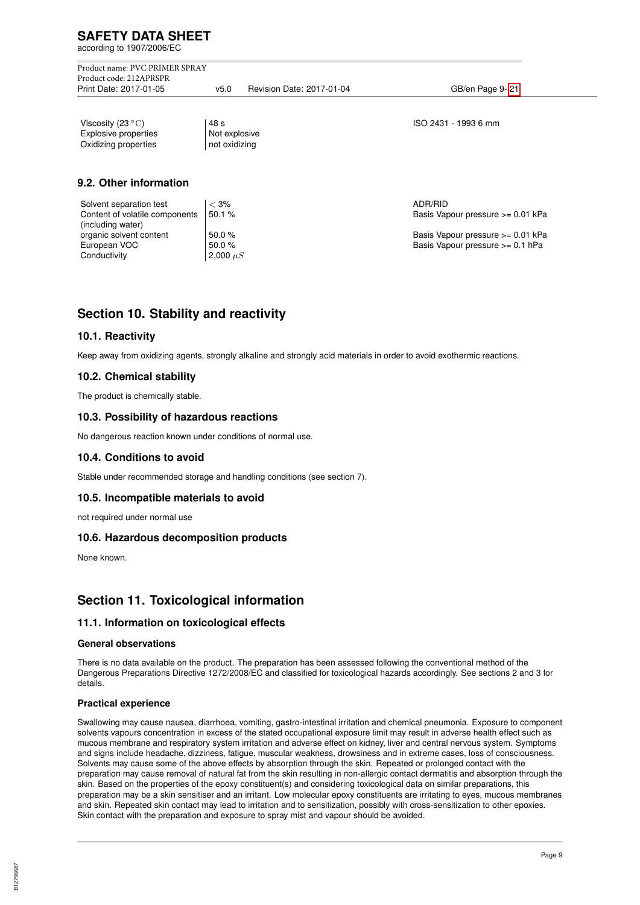| | | |
|---|---|---|
| Viscosity (23 °C) | 48 s | ISO 2431 - 1993 6 mm |
| Explosive properties | Not explosive | |
| Oxidizing properties | not oxidizing | |

## 9.2. Other information

| | | |
|---|---|---|
| Solvent separation test | < 3% | ADR/RID |
| Content of volatile components (including water) | 50.1 % | Basis Vapour pressure >= 0.01 kPa |
| organic solvent content | 50.0 % | Basis Vapour pressure >= 0.01 kPa |
| European VOC | 50.0 % | Basis Vapour pressure >= 0.1 hPa |
| Conductivity | 2,000 $\mu S$ | |

# Section 10. Stability and reactivity

## 10.1. Reactivity

Keep away from oxidizing agents, strongly alkaline and strongly acid materials in order to avoid exothermic reactions.

## 10.2. Chemical stability

The product is chemically stable.

## 10.3. Possibility of hazardous reactions

No dangerous reaction known under conditions of normal use.

## 10.4. Conditions to avoid

Stable under recommended storage and handling conditions (see section 7).

## 10.5. Incompatible materials to avoid

not required under normal use

## 10.6. Hazardous decomposition products

None known.

# Section 11. Toxicological information

## 11.1. Information on toxicological effects

### General observations

There is no data available on the product. The preparation has been assessed following the conventional method of the Dangerous Preparations Directive 1272/2008/EC and classified for toxicological hazards accordingly. See sections 2 and 3 for details.

### Practical experience

Swallowing may cause nausea, diarrhoea, vomiting, gastro-intestinal irritation and chemical pneumonia. Exposure to component solvents vapours concentration in excess of the stated occupational exposure limit may result in adverse health effect such as mucous membrane and respiratory system irritation and adverse effect on kidney, liver and central nervous system. Symptoms and signs include headache, dizziness, fatigue, muscular weakness, drowsiness and in extreme cases, loss of consciousness. Solvents may cause some of the above effects by absorption through the skin. Repeated or prolonged contact with the preparation may cause removal of natural fat from the skin resulting in non-allergic contact dermatitis and absorption through the skin. Based on the properties of the epoxy constituent(s) and considering toxicological data on similar preparations, this preparation may be a skin sensitiser and an irritant. Low molecular epoxy constituents are irritating to eyes, mucous membranes and skin. Repeated skin contact may lead to irritation and to sensitization, possibly with cross-sensitization to other epoxies. Skin contact with the preparation and exposure to spray mist and vapour should be avoided.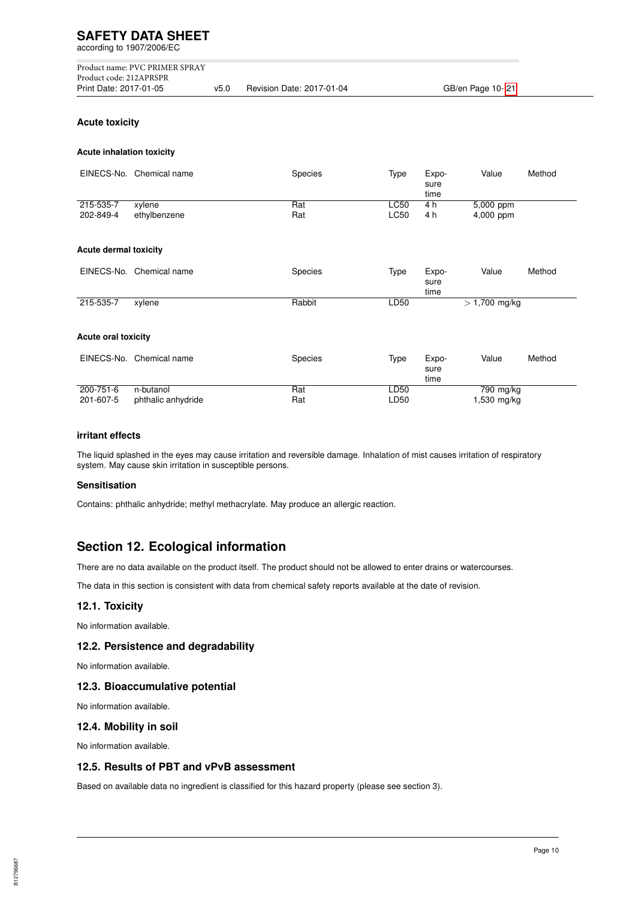### Acute toxicity

#### Acute inhalation toxicity

| EINECS-No. | Chemical name | Species | Type | Exposure time | Value | Method |
|---|---|---|---|---|---|---|
| 215-535-7 | xylene | Rat | LC50 | 4 h | 5,000 ppm | |
| 202-849-4 | ethylbenzene | Rat | LC50 | 4 h | 4,000 ppm | |

#### Acute dermal toxicity

| EINECS-No. | Chemical name | Species | Type | Exposure time | Value | Method |
|---|---|---|---|---|---|---|
| 215-535-7 | xylene | Rabbit | LD50 | | > 1,700 mg/kg | |

#### Acute oral toxicity

| EINECS-No. | Chemical name | Species | Type | Exposure time | Value | Method |
|---|---|---|---|---|---|---|
| 200-751-6 | n-butanol | Rat | LD50 | | 790 mg/kg | |
| 201-607-5 | phthalic anhydride | Rat | LD50 | | 1,530 mg/kg | |

### irritant effects

The liquid splashed in the eyes may cause irritation and reversible damage. Inhalation of mist causes irritation of respiratory system. May cause skin irritation in susceptible persons.

### Sensitisation

Contains: phthalic anhydride; methyl methacrylate. May produce an allergic reaction.

## Section 12. Ecological information

There are no data available on the product itself. The product should not be allowed to enter drains or watercourses.

The data in this section is consistent with data from chemical safety reports available at the date of revision.

### 12.1. Toxicity

No information available.

### 12.2. Persistence and degradability

No information available.

### 12.3. Bioaccumulative potential

No information available.

### 12.4. Mobility in soil

No information available.

### 12.5. Results of PBT and vPvB assessment

Based on available data no ingredient is classified for this hazard property (please see section 3).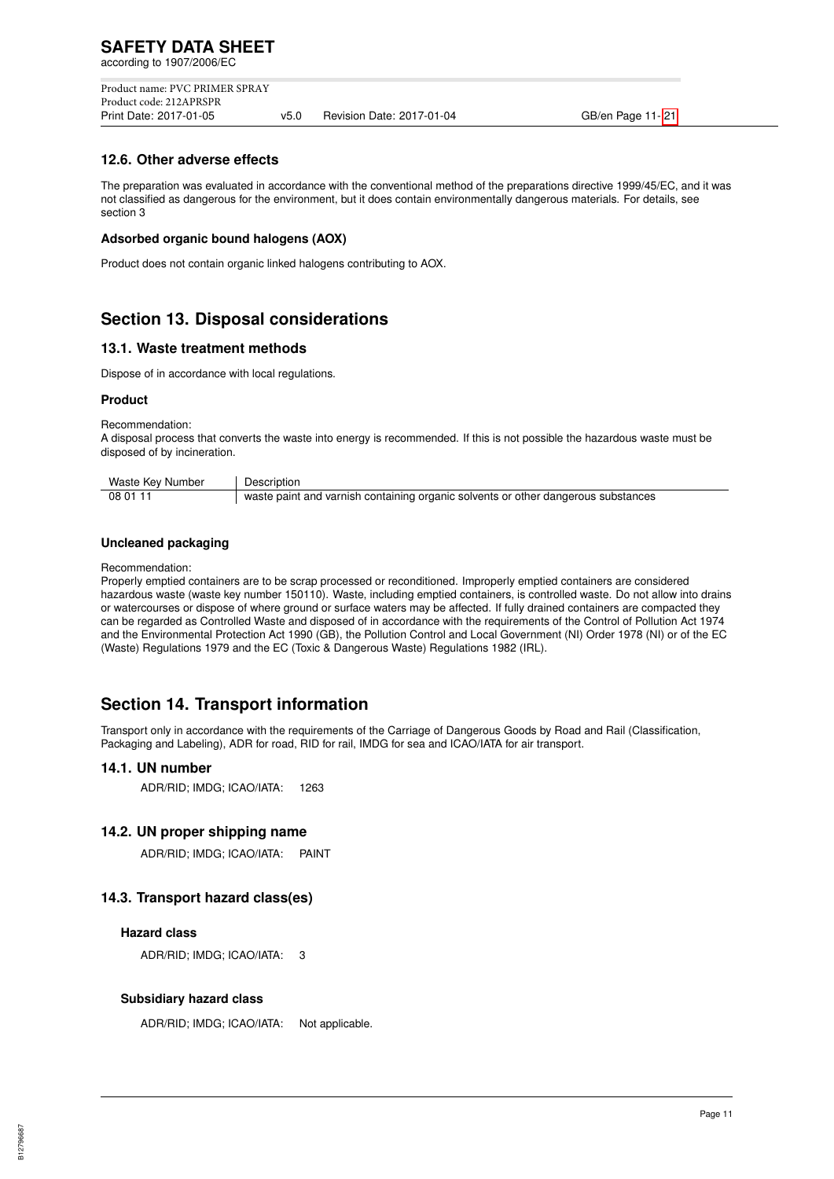### 12.6. Other adverse effects

The preparation was evaluated in accordance with the conventional method of the preparations directive 1999/45/EC, and it was not classified as dangerous for the environment, but it does contain environmentally dangerous materials. For details, see section 3

#### Adsorbed organic bound halogens (AOX)

Product does not contain organic linked halogens contributing to AOX.

## Section 13. Disposal considerations

### 13.1. Waste treatment methods

Dispose of in accordance with local regulations.

#### Product

Recommendation:
A disposal process that converts the waste into energy is recommended. If this is not possible the hazardous waste must be disposed of by incineration.

| Waste Key Number | Description |
|---|---|
| 08 01 11 | waste paint and varnish containing organic solvents or other dangerous substances |

#### Uncleaned packaging

Recommendation:
Properly emptied containers are to be scrap processed or reconditioned. Improperly emptied containers are considered hazardous waste (waste key number 150110). Waste, including emptied containers, is controlled waste. Do not allow into drains or watercourses or dispose of where ground or surface waters may be affected. If fully drained containers are compacted they can be regarded as Controlled Waste and disposed of in accordance with the requirements of the Control of Pollution Act 1974 and the Environmental Protection Act 1990 (GB), the Pollution Control and Local Government (NI) Order 1978 (NI) or of the EC (Waste) Regulations 1979 and the EC (Toxic & Dangerous Waste) Regulations 1982 (IRL).

## Section 14. Transport information

Transport only in accordance with the requirements of the Carriage of Dangerous Goods by Road and Rail (Classification, Packaging and Labeling), ADR for road, RID for rail, IMDG for sea and ICAO/IATA for air transport.

### 14.1. UN number

ADR/RID; IMDG; ICAO/IATA: 1263

### 14.2. UN proper shipping name

ADR/RID; IMDG; ICAO/IATA: PAINT

### 14.3. Transport hazard class(es)

#### Hazard class

ADR/RID; IMDG; ICAO/IATA: 3

#### Subsidiary hazard class

ADR/RID; IMDG; ICAO/IATA: Not applicable.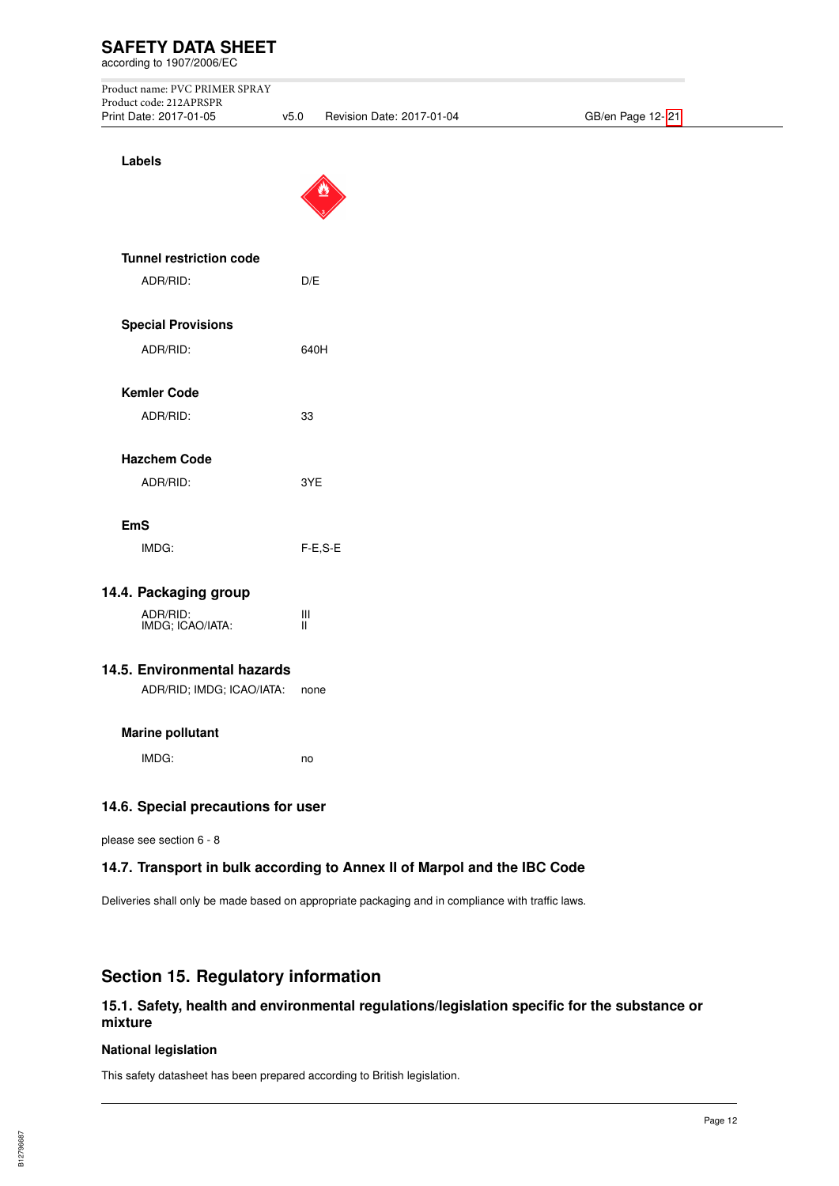**Labels**

**Tunnel restriction code**

ADR/RID: D/E

**Special Provisions**

ADR/RID: 640H

**Kemler Code**

ADR/RID: 33

**Hazchem Code**

ADR/RID: 3YE

**EmS**

IMDG: F-E,S-E

### 14.4. Packaging group

ADR/RID: III
IMDG; ICAO/IATA: II

### 14.5. Environmental hazards

ADR/RID; IMDG; ICAO/IATA: none

**Marine pollutant**

IMDG: no

### 14.6. Special precautions for user

please see section 6 - 8

### 14.7. Transport in bulk according to Annex II of Marpol and the IBC Code

Deliveries shall only be made based on appropriate packaging and in compliance with traffic laws.

## Section 15. Regulatory information

### 15.1. Safety, health and environmental regulations/legislation specific for the substance or mixture

**National legislation**

This safety datasheet has been prepared according to British legislation.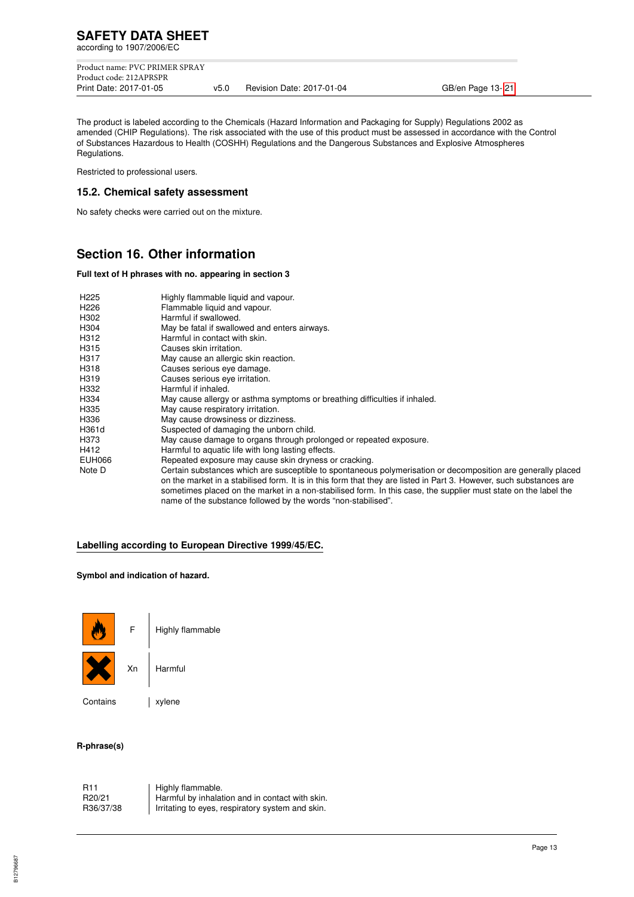The product is labeled according to the Chemicals (Hazard Information and Packaging for Supply) Regulations 2002 as amended (CHIP Regulations). The risk associated with the use of this product must be assessed in accordance with the Control of Substances Hazardous to Health (COSHH) Regulations and the Dangerous Substances and Explosive Atmospheres Regulations.

Restricted to professional users.

### 15.2. Chemical safety assessment

No safety checks were carried out on the mixture.

## Section 16. Other information

**Full text of H phrases with no. appearing in section 3**

| | |
|---|---|
| H225 | Highly flammable liquid and vapour. |
| H226 | Flammable liquid and vapour. |
| H302 | Harmful if swallowed. |
| H304 | May be fatal if swallowed and enters airways. |
| H312 | Harmful in contact with skin. |
| H315 | Causes skin irritation. |
| H317 | May cause an allergic skin reaction. |
| H318 | Causes serious eye damage. |
| H319 | Causes serious eye irritation. |
| H332 | Harmful if inhaled. |
| H334 | May cause allergy or asthma symptoms or breathing difficulties if inhaled. |
| H335 | May cause respiratory irritation. |
| H336 | May cause drowsiness or dizziness. |
| H361d | Suspected of damaging the unborn child. |
| H373 | May cause damage to organs through prolonged or repeated exposure. |
| H412 | Harmful to aquatic life with long lasting effects. |
| EUH066 | Repeated exposure may cause skin dryness or cracking. |
| Note D | Certain substances which are susceptible to spontaneous polymerisation or decomposition are generally placed on the market in a stabilised form. It is in this form that they are listed in Part 3. However, such substances are sometimes placed on the market in a non-stabilised form. In this case, the supplier must state on the label the name of the substance followed by the words "non-stabilised". |

**Labelling according to European Directive 1999/45/EC.**

**Symbol and indication of hazard.**

| | |
|---|---|
| F | Highly flammable |
| Xn | Harmful |
| Contains | xylene |

**R-phrase(s)**

| | |
|---|---|
| R11 | Highly flammable. |
| R20/21 | Harmful by inhalation and in contact with skin. |
| R36/37/38 | Irritating to eyes, respiratory system and skin. |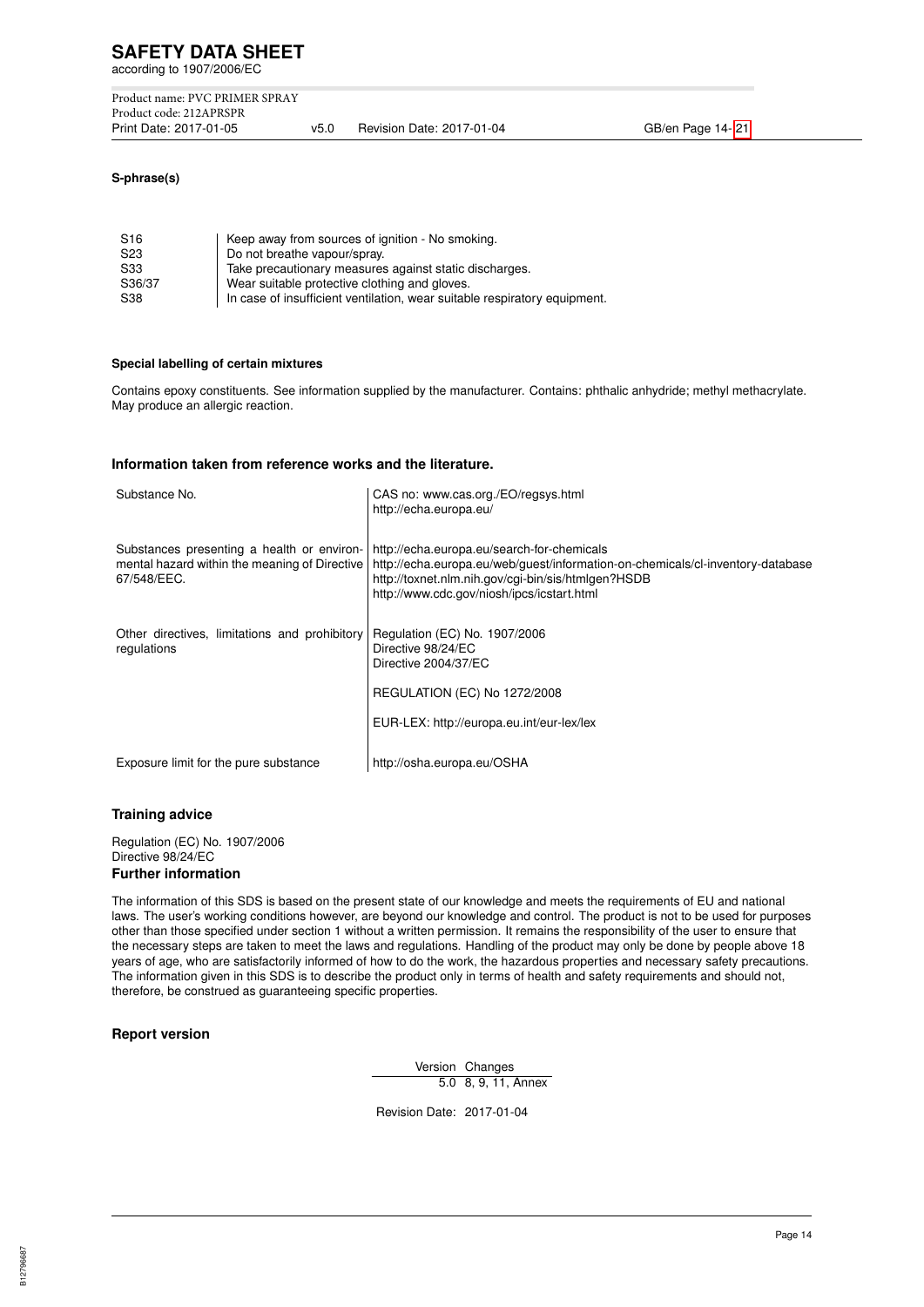**S-phrase(s)**

| | |
|---|---|
| S16 | Keep away from sources of ignition - No smoking. |
| S23 | Do not breathe vapour/spray. |
| S33 | Take precautionary measures against static discharges. |
| S36/37 | Wear suitable protective clothing and gloves. |
| S38 | In case of insufficient ventilation, wear suitable respiratory equipment. |

**Special labelling of certain mixtures**

Contains epoxy constituents. See information supplied by the manufacturer. Contains: phthalic anhydride; methyl methacrylate. May produce an allergic reaction.

### Information taken from reference works and the literature.

| | |
|---|---|
| Substance No. | CAS no: www.cas.org./EO/regsys.html<br>http://echa.europa.eu/ |
| Substances presenting a health or environmental hazard within the meaning of Directive 67/548/EEC. | http://echa.europa.eu/search-for-chemicals<br>http://echa.europa.eu/web/guest/information-on-chemicals/cl-inventory-database<br>http://toxnet.nlm.nih.gov/cgi-bin/sis/htmlgen?HSDB<br>http://www.cdc.gov/niosh/ipcs/icstart.html |
| Other directives, limitations and prohibitory regulations | Regulation (EC) No. 1907/2006<br>Directive 98/24/EC<br>Directive 2004/37/EC<br>REGULATION (EC) No 1272/2008<br>EUR-LEX: http://europa.eu.int/eur-lex/lex |
| Exposure limit for the pure substance | http://osha.europa.eu/OSHA |

### Training advice

Regulation (EC) No. 1907/2006
Directive 98/24/EC

### Further information

The information of this SDS is based on the present state of our knowledge and meets the requirements of EU and national laws. The user's working conditions however, are beyond our knowledge and control. The product is not to be used for purposes other than those specified under section 1 without a written permission. It remains the responsibility of the user to ensure that the necessary steps are taken to meet the laws and regulations. Handling of the product may only be done by people above 18 years of age, who are satisfactorily informed of how to do the work, the hazardous properties and necessary safety precautions. The information given in this SDS is to describe the product only in terms of health and safety requirements and should not, therefore, be construed as guaranteeing specific properties.

### Report version

| Version | Changes |
|---|---|
| 5.0 | 8, 9, 11, Annex |

Revision Date: 2017-01-04